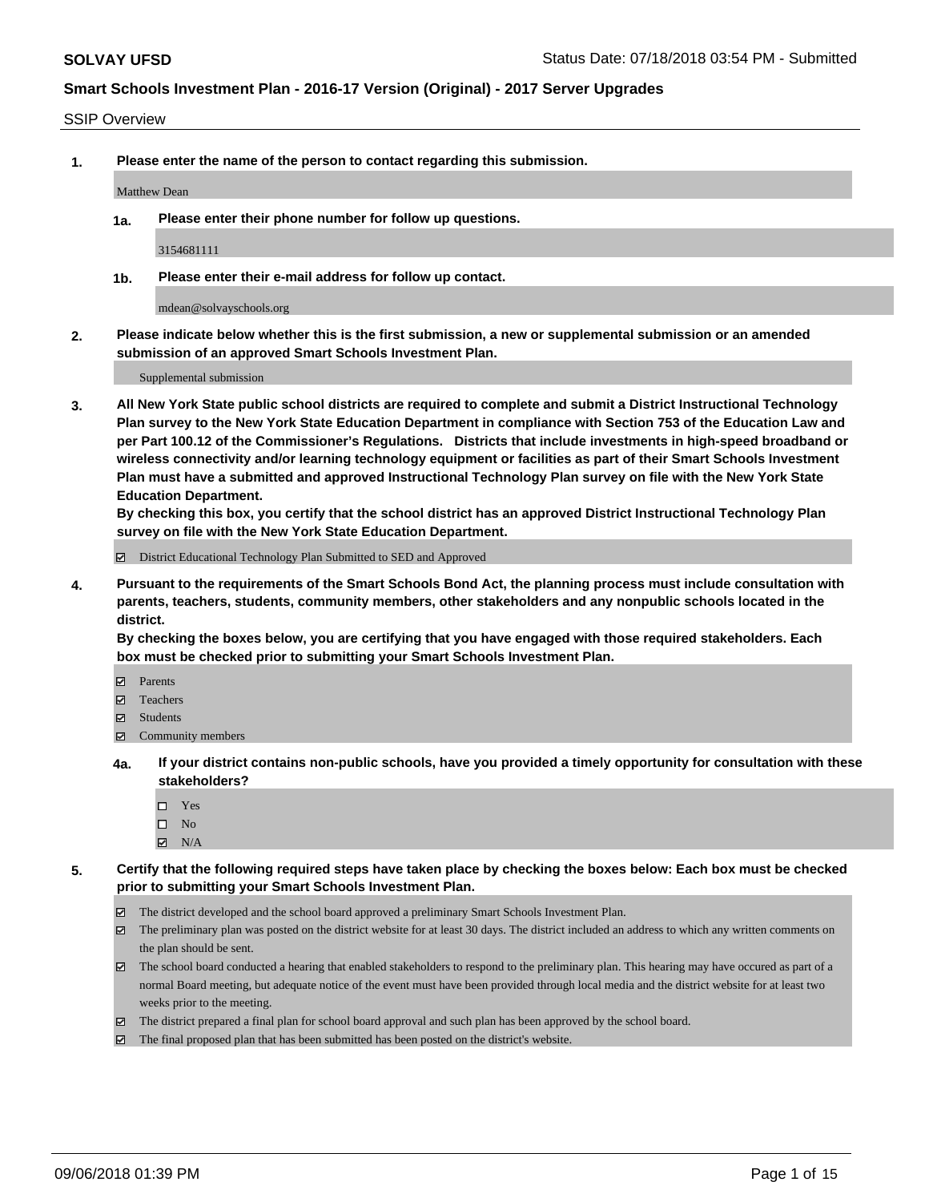SSIP Overview

**1. Please enter the name of the person to contact regarding this submission.**

Matthew Dean

**1a. Please enter their phone number for follow up questions.**

3154681111

**1b. Please enter their e-mail address for follow up contact.**

mdean@solvayschools.org

**2. Please indicate below whether this is the first submission, a new or supplemental submission or an amended submission of an approved Smart Schools Investment Plan.**

Supplemental submission

**3. All New York State public school districts are required to complete and submit a District Instructional Technology Plan survey to the New York State Education Department in compliance with Section 753 of the Education Law and per Part 100.12 of the Commissioner's Regulations. Districts that include investments in high-speed broadband or wireless connectivity and/or learning technology equipment or facilities as part of their Smart Schools Investment Plan must have a submitted and approved Instructional Technology Plan survey on file with the New York State Education Department.**
**By checking this box, you certify that the school district has an approved District Instructional Technology Plan survey on file with the New York State Education Department.**

- [x] District Educational Technology Plan Submitted to SED and Approved

**4. Pursuant to the requirements of the Smart Schools Bond Act, the planning process must include consultation with parents, teachers, students, community members, other stakeholders and any nonpublic schools located in the district.**
**By checking the boxes below, you are certifying that you have engaged with those required stakeholders. Each box must be checked prior to submitting your Smart Schools Investment Plan.**

- [x] Parents
- [x] Teachers
- [x] Students
- [x] Community members

**4a. If your district contains non-public schools, have you provided a timely opportunity for consultation with these stakeholders?**

- [ ] Yes
- [ ] No
- [x] N/A

**5. Certify that the following required steps have taken place by checking the boxes below: Each box must be checked prior to submitting your Smart Schools Investment Plan.**

- [x] The district developed and the school board approved a preliminary Smart Schools Investment Plan.
- [x] The preliminary plan was posted on the district website for at least 30 days. The district included an address to which any written comments on the plan should be sent.
- [x] The school board conducted a hearing that enabled stakeholders to respond to the preliminary plan. This hearing may have occured as part of a normal Board meeting, but adequate notice of the event must have been provided through local media and the district website for at least two weeks prior to the meeting.
- [x] The district prepared a final plan for school board approval and such plan has been approved by the school board.
- [x] The final proposed plan that has been submitted has been posted on the district's website.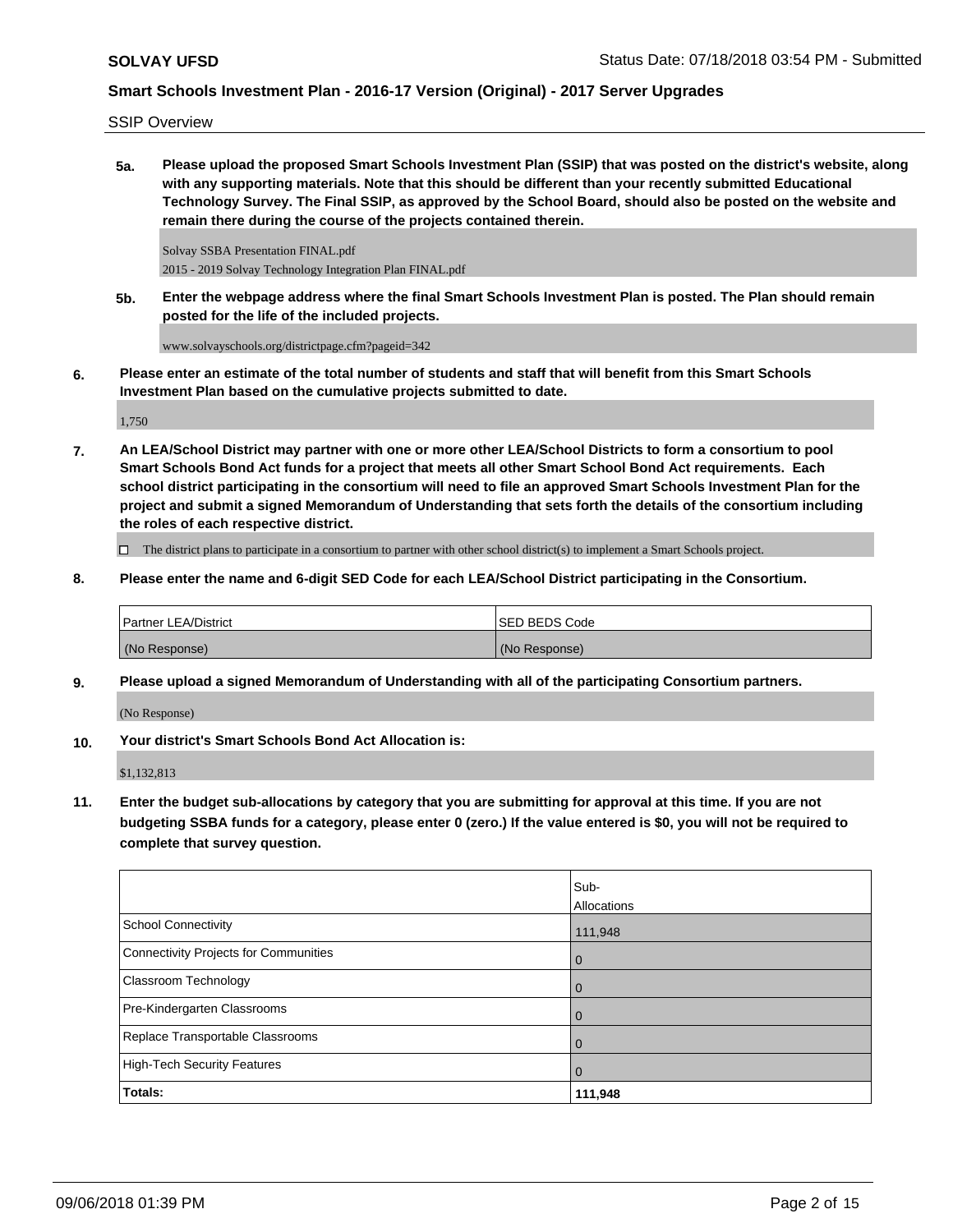SSIP Overview

**5a. Please upload the proposed Smart Schools Investment Plan (SSIP) that was posted on the district's website, along with any supporting materials. Note that this should be different than your recently submitted Educational Technology Survey. The Final SSIP, as approved by the School Board, should also be posted on the website and remain there during the course of the projects contained therein.**

Solvay SSBA Presentation FINAL.pdf
2015 - 2019 Solvay Technology Integration Plan FINAL.pdf

**5b. Enter the webpage address where the final Smart Schools Investment Plan is posted. The Plan should remain posted for the life of the included projects.**

www.solvayschools.org/districtpage.cfm?pageid=342

**6. Please enter an estimate of the total number of students and staff that will benefit from this Smart Schools Investment Plan based on the cumulative projects submitted to date.**

1,750

**7. An LEA/School District may partner with one or more other LEA/School Districts to form a consortium to pool Smart Schools Bond Act funds for a project that meets all other Smart School Bond Act requirements. Each school district participating in the consortium will need to file an approved Smart Schools Investment Plan for the project and submit a signed Memorandum of Understanding that sets forth the details of the consortium including the roles of each respective district.**

☐ The district plans to participate in a consortium to partner with other school district(s) to implement a Smart Schools project.

**8. Please enter the name and 6-digit SED Code for each LEA/School District participating in the Consortium.**

| Partner LEA/District | SED BEDS Code |
|---|---|
| (No Response) | (No Response) |

**9. Please upload a signed Memorandum of Understanding with all of the participating Consortium partners.**

(No Response)

**10. Your district's Smart Schools Bond Act Allocation is:**

$1,132,813

**11. Enter the budget sub-allocations by category that you are submitting for approval at this time. If you are not budgeting SSBA funds for a category, please enter 0 (zero.) If the value entered is $0, you will not be required to complete that survey question.**

| | Sub-Allocations |
|---|---|
| School Connectivity | 111,948 |
| Connectivity Projects for Communities | 0 |
| Classroom Technology | 0 |
| Pre-Kindergarten Classrooms | 0 |
| Replace Transportable Classrooms | 0 |
| High-Tech Security Features | 0 |
| **Totals:** | **111,948** |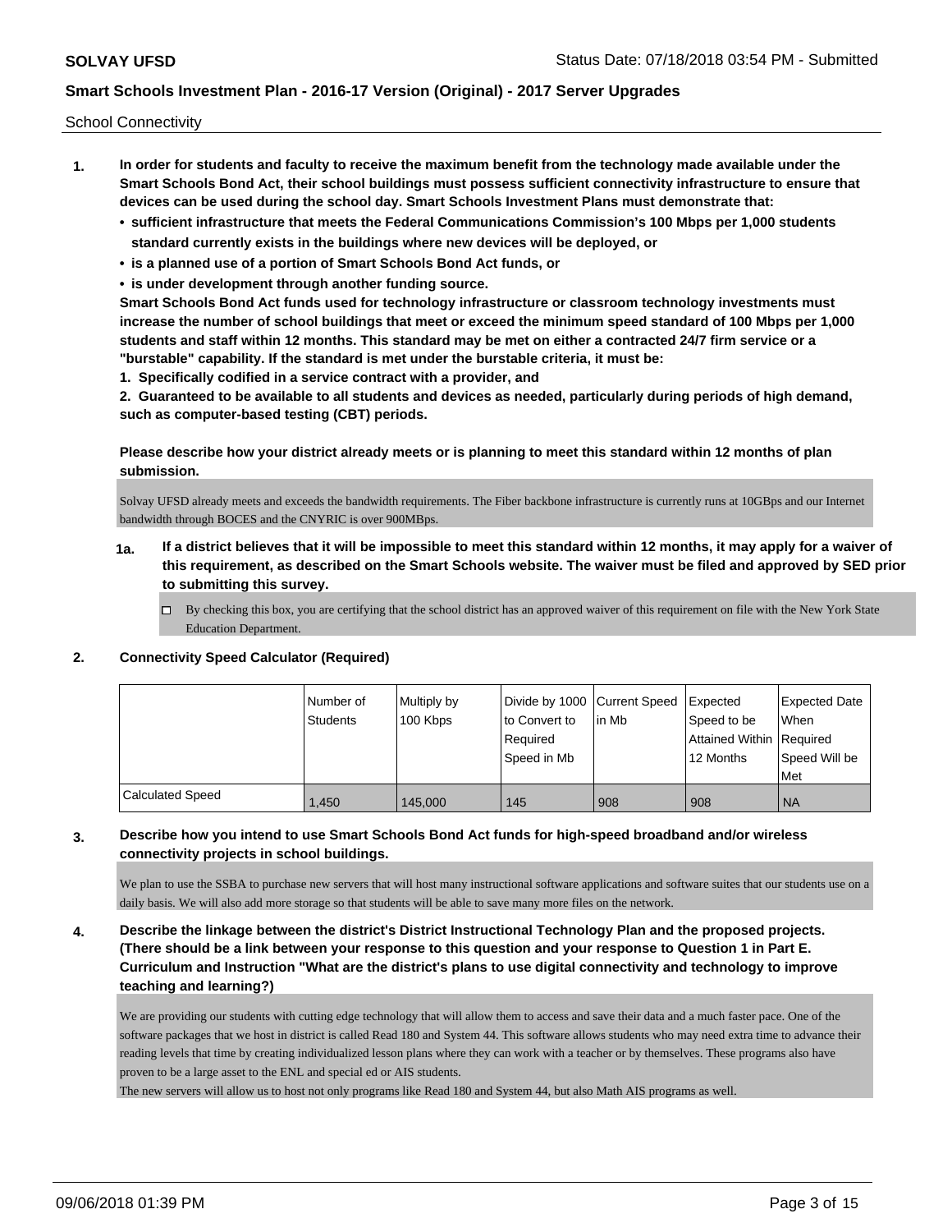School Connectivity

1. **In order for students and faculty to receive the maximum benefit from the technology made available under the Smart Schools Bond Act, their school buildings must possess sufficient connectivity infrastructure to ensure that devices can be used during the school day. Smart Schools Investment Plans must demonstrate that:**
   - **sufficient infrastructure that meets the Federal Communications Commission's 100 Mbps per 1,000 students standard currently exists in the buildings where new devices will be deployed, or**
   - **is a planned use of a portion of Smart Schools Bond Act funds, or**
   - **is under development through another funding source.**

   **Smart Schools Bond Act funds used for technology infrastructure or classroom technology investments must increase the number of school buildings that meet or exceed the minimum speed standard of 100 Mbps per 1,000 students and staff within 12 months. This standard may be met on either a contracted 24/7 firm service or a "burstable" capability. If the standard is met under the burstable criteria, it must be:**

   **1. Specifically codified in a service contract with a provider, and**

   **2. Guaranteed to be available to all students and devices as needed, particularly during periods of high demand, such as computer-based testing (CBT) periods.**

   **Please describe how your district already meets or is planning to meet this standard within 12 months of plan submission.**

   Solvay UFSD already meets and exceeds the bandwidth requirements. The Fiber backbone infrastructure is currently runs at 10GBps and our Internet bandwidth through BOCES and the CNYRIC is over 900MBps.

   **1a. If a district believes that it will be impossible to meet this standard within 12 months, it may apply for a waiver of this requirement, as described on the Smart Schools website. The waiver must be filed and approved by SED prior to submitting this survey.**

   ☐ By checking this box, you are certifying that the school district has an approved waiver of this requirement on file with the New York State Education Department.

2. **Connectivity Speed Calculator (Required)**

| | Number of Students | Multiply by 100 Kbps | Divide by 1000 to Convert to Required Speed in Mb | Current Speed in Mb | Expected Speed to be Attained Within 12 Months | Expected Date When Required Speed Will be Met |
|---|---|---|---|---|---|---|
| Calculated Speed | 1,450 | 145,000 | 145 | 908 | 908 | NA |

3. **Describe how you intend to use Smart Schools Bond Act funds for high-speed broadband and/or wireless connectivity projects in school buildings.**

   We plan to use the SSBA to purchase new servers that will host many instructional software applications and software suites that our students use on a daily basis. We will also add more storage so that students will be able to save many more files on the network.

4. **Describe the linkage between the district's District Instructional Technology Plan and the proposed projects. (There should be a link between your response to this question and your response to Question 1 in Part E. Curriculum and Instruction "What are the district's plans to use digital connectivity and technology to improve teaching and learning?)**

   We are providing our students with cutting edge technology that will allow them to access and save their data and a much faster pace. One of the software packages that we host in district is called Read 180 and System 44. This software allows students who may need extra time to advance their reading levels that time by creating individualized lesson plans where they can work with a teacher or by themselves. These programs also have proven to be a large asset to the ENL and special ed or AIS students.
   The new servers will allow us to host not only programs like Read 180 and System 44, but also Math AIS programs as well.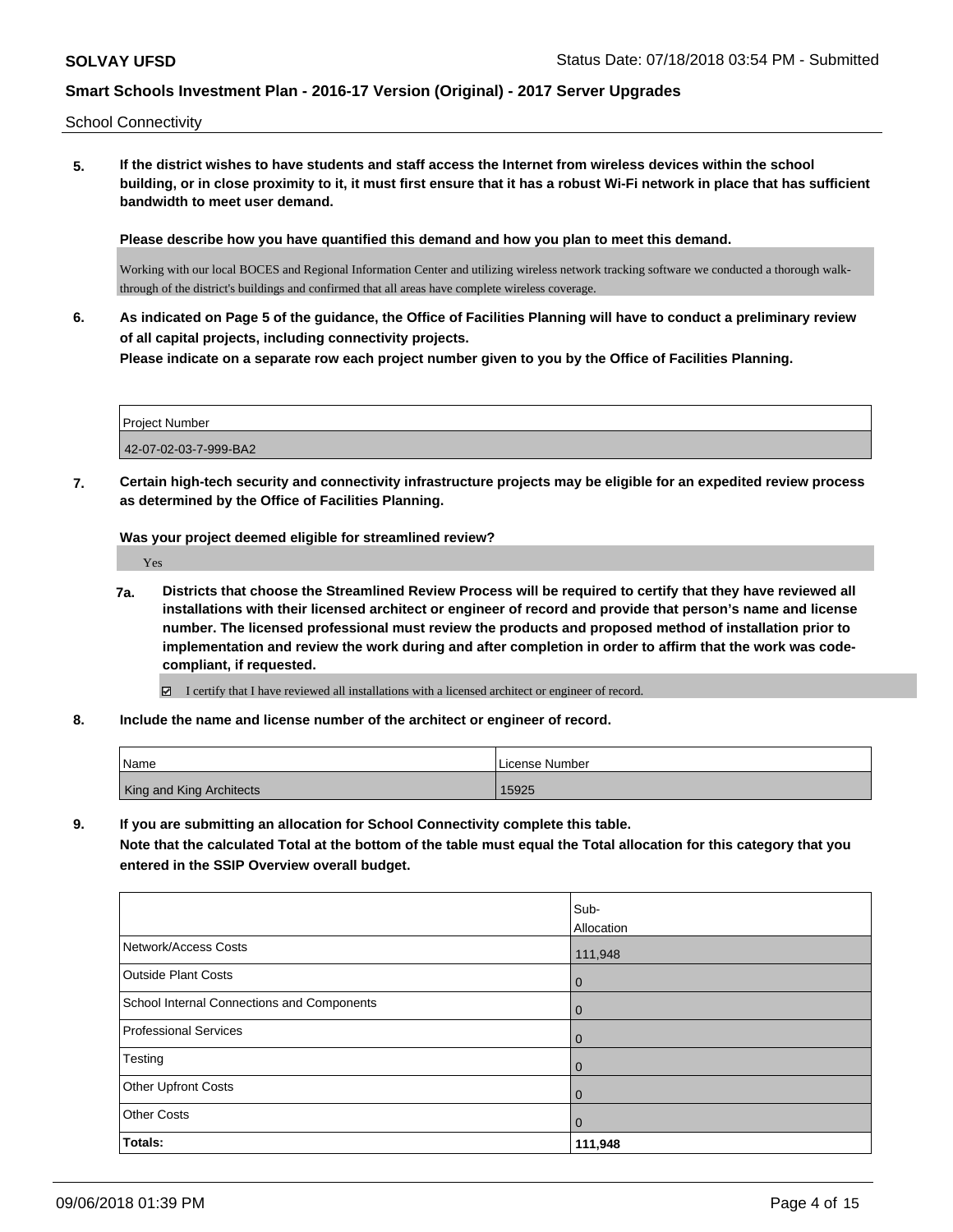School Connectivity

**5. If the district wishes to have students and staff access the Internet from wireless devices within the school building, or in close proximity to it, it must first ensure that it has a robust Wi-Fi network in place that has sufficient bandwidth to meet user demand.**

**Please describe how you have quantified this demand and how you plan to meet this demand.**

Working with our local BOCES and Regional Information Center and utilizing wireless network tracking software we conducted a thorough walk-through of the district's buildings and confirmed that all areas have complete wireless coverage.

**6. As indicated on Page 5 of the guidance, the Office of Facilities Planning will have to conduct a preliminary review of all capital projects, including connectivity projects.**
**Please indicate on a separate row each project number given to you by the Office of Facilities Planning.**

| Project Number |
| --- |
| 42-07-02-03-7-999-BA2 |

**7. Certain high-tech security and connectivity infrastructure projects may be eligible for an expedited review process as determined by the Office of Facilities Planning.**

**Was your project deemed eligible for streamlined review?**

Yes

**7a. Districts that choose the Streamlined Review Process will be required to certify that they have reviewed all installations with their licensed architect or engineer of record and provide that person's name and license number. The licensed professional must review the products and proposed method of installation prior to implementation and review the work during and after completion in order to affirm that the work was code-compliant, if requested.**

☑ I certify that I have reviewed all installations with a licensed architect or engineer of record.

**8. Include the name and license number of the architect or engineer of record.**

| Name | License Number |
| --- | --- |
| King and King Architects | 15925 |

**9. If you are submitting an allocation for School Connectivity complete this table.**
**Note that the calculated Total at the bottom of the table must equal the Total allocation for this category that you entered in the SSIP Overview overall budget.**

| | Sub-Allocation |
| --- | --- |
| Network/Access Costs | 111,948 |
| Outside Plant Costs | 0 |
| School Internal Connections and Components | 0 |
| Professional Services | 0 |
| Testing | 0 |
| Other Upfront Costs | 0 |
| Other Costs | 0 |
| **Totals:** | **111,948** |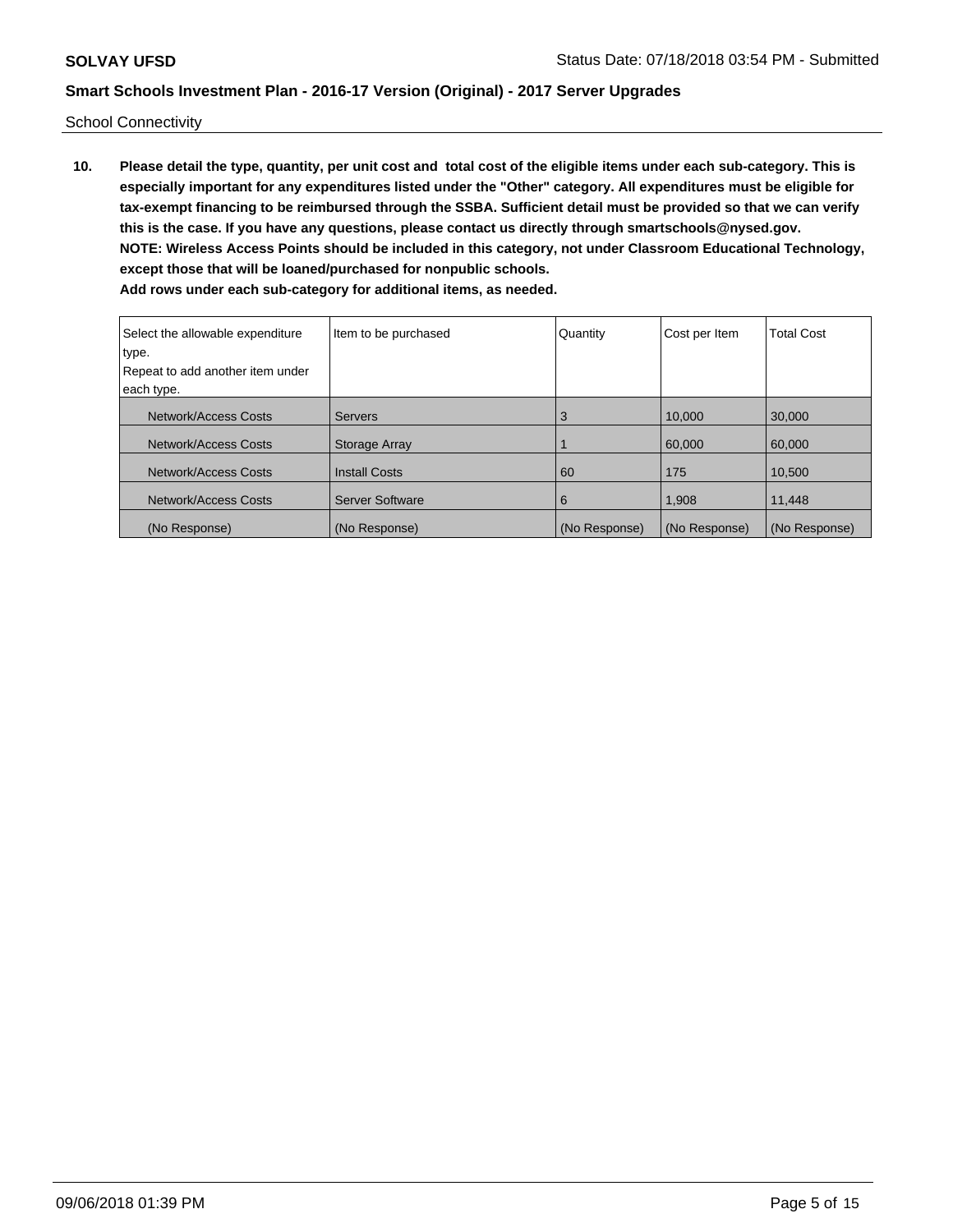School Connectivity

**10. Please detail the type, quantity, per unit cost and total cost of the eligible items under each sub-category. This is especially important for any expenditures listed under the "Other" category. All expenditures must be eligible for tax-exempt financing to be reimbursed through the SSBA. Sufficient detail must be provided so that we can verify this is the case. If you have any questions, please contact us directly through smartschools@nysed.gov.**
**NOTE: Wireless Access Points should be included in this category, not under Classroom Educational Technology, except those that will be loaned/purchased for nonpublic schools.**
**Add rows under each sub-category for additional items, as needed.**

| Select the allowable expenditure type. Repeat to add another item under each type. | Item to be purchased | Quantity | Cost per Item | Total Cost |
|---|---|---|---|---|
| Network/Access Costs | Servers | 3 | 10,000 | 30,000 |
| Network/Access Costs | Storage Array | 1 | 60,000 | 60,000 |
| Network/Access Costs | Install Costs | 60 | 175 | 10,500 |
| Network/Access Costs | Server Software | 6 | 1,908 | 11,448 |
| (No Response) | (No Response) | (No Response) | (No Response) | (No Response) |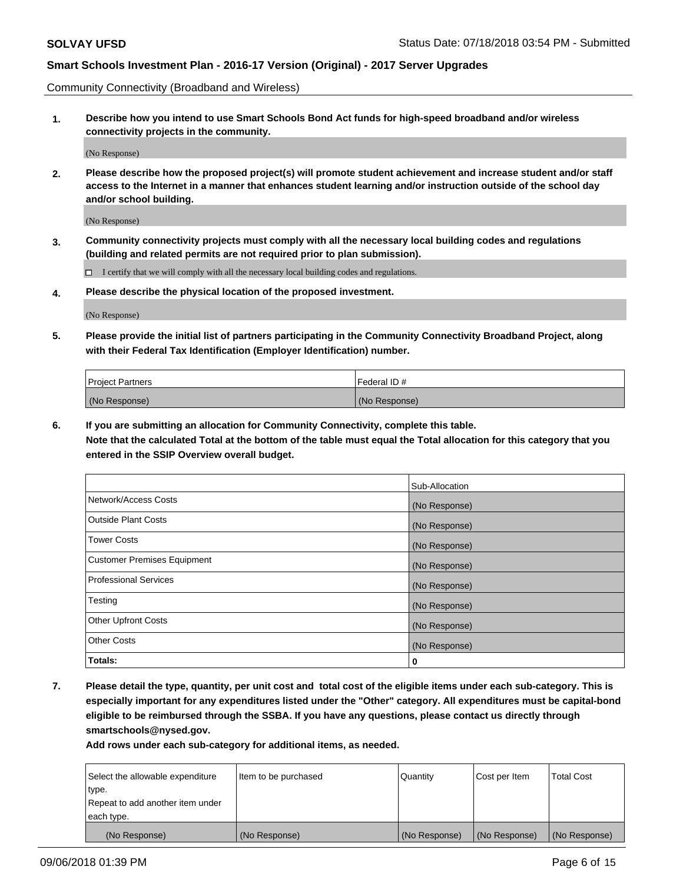Community Connectivity (Broadband and Wireless)

**1. Describe how you intend to use Smart Schools Bond Act funds for high-speed broadband and/or wireless connectivity projects in the community.**

(No Response)

**2. Please describe how the proposed project(s) will promote student achievement and increase student and/or staff access to the Internet in a manner that enhances student learning and/or instruction outside of the school day and/or school building.**

(No Response)

**3. Community connectivity projects must comply with all the necessary local building codes and regulations (building and related permits are not required prior to plan submission).**

☐ I certify that we will comply with all the necessary local building codes and regulations.

**4. Please describe the physical location of the proposed investment.**

(No Response)

**5. Please provide the initial list of partners participating in the Community Connectivity Broadband Project, along with their Federal Tax Identification (Employer Identification) number.**

| Project Partners | Federal ID # |
|---|---|
| (No Response) | (No Response) |

**6. If you are submitting an allocation for Community Connectivity, complete this table. Note that the calculated Total at the bottom of the table must equal the Total allocation for this category that you entered in the SSIP Overview overall budget.**

| | Sub-Allocation |
|---|---|
| Network/Access Costs | (No Response) |
| Outside Plant Costs | (No Response) |
| Tower Costs | (No Response) |
| Customer Premises Equipment | (No Response) |
| Professional Services | (No Response) |
| Testing | (No Response) |
| Other Upfront Costs | (No Response) |
| Other Costs | (No Response) |
| **Totals:** | **0** |

**7. Please detail the type, quantity, per unit cost and total cost of the eligible items under each sub-category. This is especially important for any expenditures listed under the "Other" category. All expenditures must be capital-bond eligible to be reimbursed through the SSBA. If you have any questions, please contact us directly through smartschools@nysed.gov.**

**Add rows under each sub-category for additional items, as needed.**

| Select the allowable expenditure type. Repeat to add another item under each type. | Item to be purchased | Quantity | Cost per Item | Total Cost |
|---|---|---|---|---|
| (No Response) | (No Response) | (No Response) | (No Response) | (No Response) |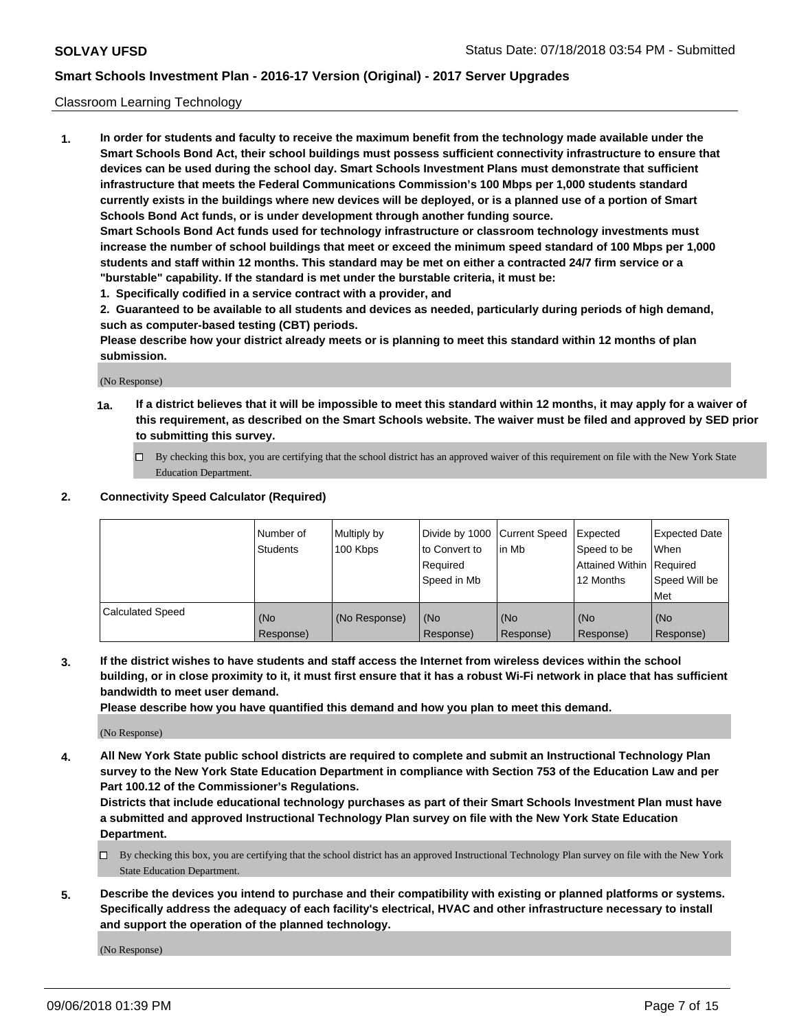Classroom Learning Technology

1. **In order for students and faculty to receive the maximum benefit from the technology made available under the Smart Schools Bond Act, their school buildings must possess sufficient connectivity infrastructure to ensure that devices can be used during the school day. Smart Schools Investment Plans must demonstrate that sufficient infrastructure that meets the Federal Communications Commission's 100 Mbps per 1,000 students standard currently exists in the buildings where new devices will be deployed, or is a planned use of a portion of Smart Schools Bond Act funds, or is under development through another funding source.**
   **Smart Schools Bond Act funds used for technology infrastructure or classroom technology investments must increase the number of school buildings that meet or exceed the minimum speed standard of 100 Mbps per 1,000 students and staff within 12 months. This standard may be met on either a contracted 24/7 firm service or a "burstable" capability. If the standard is met under the burstable criteria, it must be:**
   **1. Specifically codified in a service contract with a provider, and**
   **2. Guaranteed to be available to all students and devices as needed, particularly during periods of high demand, such as computer-based testing (CBT) periods.**
   **Please describe how your district already meets or is planning to meet this standard within 12 months of plan submission.**

   (No Response)

   **1a. If a district believes that it will be impossible to meet this standard within 12 months, it may apply for a waiver of this requirement, as described on the Smart Schools website. The waiver must be filed and approved by SED prior to submitting this survey.**

   ☐ By checking this box, you are certifying that the school district has an approved waiver of this requirement on file with the New York State Education Department.

2. **Connectivity Speed Calculator (Required)**

| | Number of Students | Multiply by 100 Kbps | Divide by 1000 to Convert to Required Speed in Mb | Current Speed in Mb | Expected Speed to be Attained Within 12 Months | Expected Date When Required Speed Will be Met |
|---|---|---|---|---|---|---|
| Calculated Speed | (No Response) | (No Response) | (No Response) | (No Response) | (No Response) | (No Response) |

3. **If the district wishes to have students and staff access the Internet from wireless devices within the school building, or in close proximity to it, it must first ensure that it has a robust Wi-Fi network in place that has sufficient bandwidth to meet user demand.**
   **Please describe how you have quantified this demand and how you plan to meet this demand.**

   (No Response)

4. **All New York State public school districts are required to complete and submit an Instructional Technology Plan survey to the New York State Education Department in compliance with Section 753 of the Education Law and per Part 100.12 of the Commissioner's Regulations.**
   **Districts that include educational technology purchases as part of their Smart Schools Investment Plan must have a submitted and approved Instructional Technology Plan survey on file with the New York State Education Department.**

   ☐ By checking this box, you are certifying that the school district has an approved Instructional Technology Plan survey on file with the New York State Education Department.

5. **Describe the devices you intend to purchase and their compatibility with existing or planned platforms or systems. Specifically address the adequacy of each facility's electrical, HVAC and other infrastructure necessary to install and support the operation of the planned technology.**

   (No Response)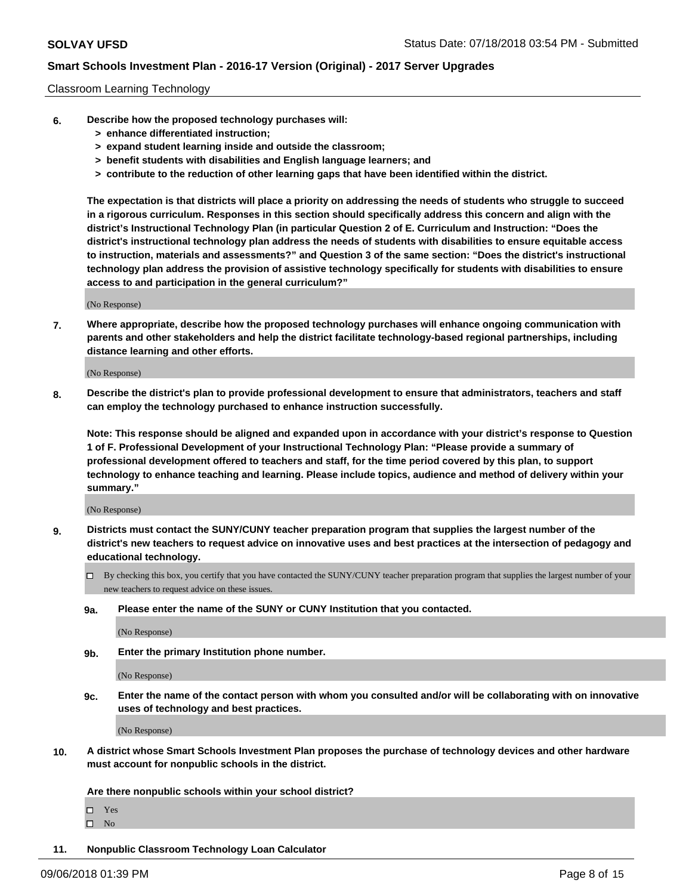Classroom Learning Technology

**6. Describe how the proposed technology purchases will:**
   - **> enhance differentiated instruction;**
   - **> expand student learning inside and outside the classroom;**
   - **> benefit students with disabilities and English language learners; and**
   - **> contribute to the reduction of other learning gaps that have been identified within the district.**

**The expectation is that districts will place a priority on addressing the needs of students who struggle to succeed in a rigorous curriculum. Responses in this section should specifically address this concern and align with the district's Instructional Technology Plan (in particular Question 2 of E. Curriculum and Instruction: "Does the district's instructional technology plan address the needs of students with disabilities to ensure equitable access to instruction, materials and assessments?" and Question 3 of the same section: "Does the district's instructional technology plan address the provision of assistive technology specifically for students with disabilities to ensure access to and participation in the general curriculum?"**

(No Response)

**7. Where appropriate, describe how the proposed technology purchases will enhance ongoing communication with parents and other stakeholders and help the district facilitate technology-based regional partnerships, including distance learning and other efforts.**

(No Response)

**8. Describe the district's plan to provide professional development to ensure that administrators, teachers and staff can employ the technology purchased to enhance instruction successfully.**

**Note: This response should be aligned and expanded upon in accordance with your district's response to Question 1 of F. Professional Development of your Instructional Technology Plan: "Please provide a summary of professional development offered to teachers and staff, for the time period covered by this plan, to support technology to enhance teaching and learning. Please include topics, audience and method of delivery within your summary."**

(No Response)

**9. Districts must contact the SUNY/CUNY teacher preparation program that supplies the largest number of the district's new teachers to request advice on innovative uses and best practices at the intersection of pedagogy and educational technology.**

☐ By checking this box, you certify that you have contacted the SUNY/CUNY teacher preparation program that supplies the largest number of your new teachers to request advice on these issues.

**9a. Please enter the name of the SUNY or CUNY Institution that you contacted.**

(No Response)

**9b. Enter the primary Institution phone number.**

(No Response)

**9c. Enter the name of the contact person with whom you consulted and/or will be collaborating with on innovative uses of technology and best practices.**

(No Response)

**10. A district whose Smart Schools Investment Plan proposes the purchase of technology devices and other hardware must account for nonpublic schools in the district.**

**Are there nonpublic schools within your school district?**

☐ Yes
☐ No

**11. Nonpublic Classroom Technology Loan Calculator**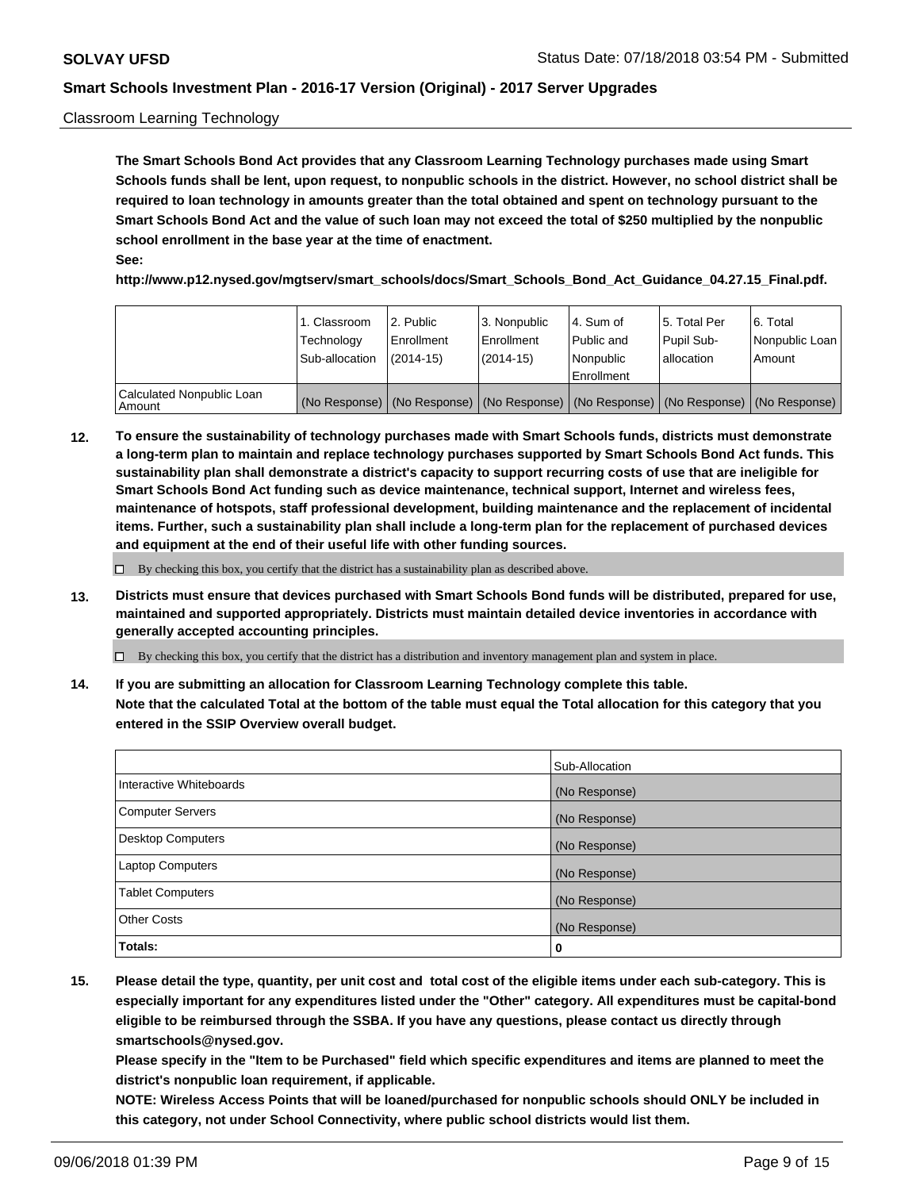Classroom Learning Technology

**The Smart Schools Bond Act provides that any Classroom Learning Technology purchases made using Smart Schools funds shall be lent, upon request, to nonpublic schools in the district. However, no school district shall be required to loan technology in amounts greater than the total obtained and spent on technology pursuant to the Smart Schools Bond Act and the value of such loan may not exceed the total of $250 multiplied by the nonpublic school enrollment in the base year at the time of enactment.**

**See:**

**http://www.p12.nysed.gov/mgtserv/smart_schools/docs/Smart_Schools_Bond_Act_Guidance_04.27.15_Final.pdf.**

| | 1. Classroom Technology Sub-allocation | 2. Public Enrollment (2014-15) | 3. Nonpublic Enrollment (2014-15) | 4. Sum of Public and Nonpublic Enrollment | 5. Total Per Pupil Sub-allocation | 6. Total Nonpublic Loan Amount |
|---|---|---|---|---|---|---|
| Calculated Nonpublic Loan Amount | (No Response) | (No Response) | (No Response) | (No Response) | (No Response) | (No Response) |

**12. To ensure the sustainability of technology purchases made with Smart Schools funds, districts must demonstrate a long-term plan to maintain and replace technology purchases supported by Smart Schools Bond Act funds. This sustainability plan shall demonstrate a district's capacity to support recurring costs of use that are ineligible for Smart Schools Bond Act funding such as device maintenance, technical support, Internet and wireless fees, maintenance of hotspots, staff professional development, building maintenance and the replacement of incidental items. Further, such a sustainability plan shall include a long-term plan for the replacement of purchased devices and equipment at the end of their useful life with other funding sources.**

☐ By checking this box, you certify that the district has a sustainability plan as described above.

**13. Districts must ensure that devices purchased with Smart Schools Bond funds will be distributed, prepared for use, maintained and supported appropriately. Districts must maintain detailed device inventories in accordance with generally accepted accounting principles.**

☐ By checking this box, you certify that the district has a distribution and inventory management plan and system in place.

**14. If you are submitting an allocation for Classroom Learning Technology complete this table. Note that the calculated Total at the bottom of the table must equal the Total allocation for this category that you entered in the SSIP Overview overall budget.**

| | Sub-Allocation |
|---|---|
| Interactive Whiteboards | (No Response) |
| Computer Servers | (No Response) |
| Desktop Computers | (No Response) |
| Laptop Computers | (No Response) |
| Tablet Computers | (No Response) |
| Other Costs | (No Response) |
| **Totals:** | **0** |

**15. Please detail the type, quantity, per unit cost and total cost of the eligible items under each sub-category. This is especially important for any expenditures listed under the "Other" category. All expenditures must be capital-bond eligible to be reimbursed through the SSBA. If you have any questions, please contact us directly through smartschools@nysed.gov.**

**Please specify in the "Item to be Purchased" field which specific expenditures and items are planned to meet the district's nonpublic loan requirement, if applicable.**

**NOTE: Wireless Access Points that will be loaned/purchased for nonpublic schools should ONLY be included in this category, not under School Connectivity, where public school districts would list them.**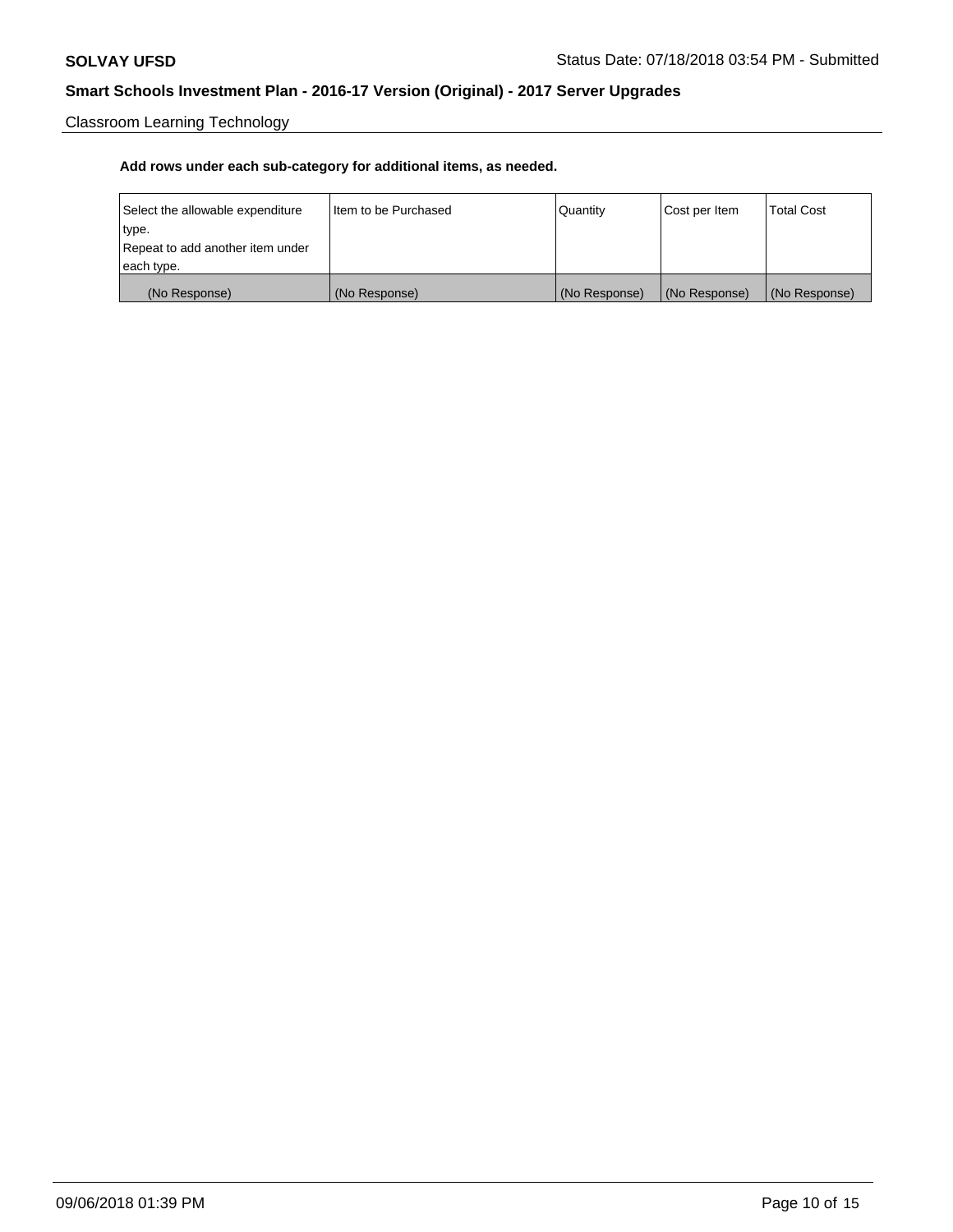Classroom Learning Technology

**Add rows under each sub-category for additional items, as needed.**

| Select the allowable expenditure type.<br>Repeat to add another item under each type. | Item to be Purchased | Quantity | Cost per Item | Total Cost |
|---|---|---|---|---|
| (No Response) | (No Response) | (No Response) | (No Response) | (No Response) |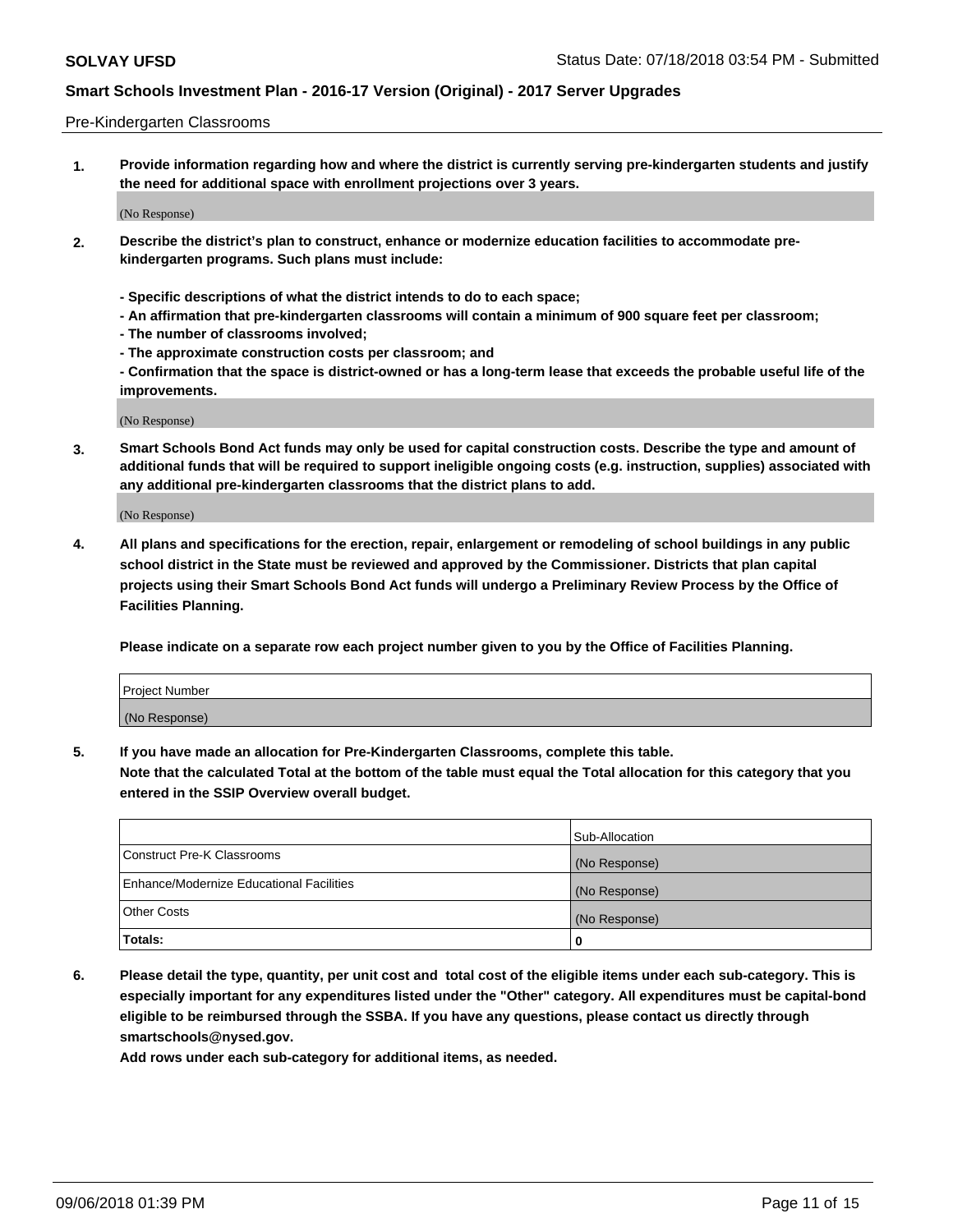Pre-Kindergarten Classrooms

**1. Provide information regarding how and where the district is currently serving pre-kindergarten students and justify the need for additional space with enrollment projections over 3 years.**

(No Response)

**2. Describe the district's plan to construct, enhance or modernize education facilities to accommodate pre-kindergarten programs. Such plans must include:**

**- Specific descriptions of what the district intends to do to each space;**
**- An affirmation that pre-kindergarten classrooms will contain a minimum of 900 square feet per classroom;**
**- The number of classrooms involved;**
**- The approximate construction costs per classroom; and**
**- Confirmation that the space is district-owned or has a long-term lease that exceeds the probable useful life of the improvements.**

(No Response)

**3. Smart Schools Bond Act funds may only be used for capital construction costs. Describe the type and amount of additional funds that will be required to support ineligible ongoing costs (e.g. instruction, supplies) associated with any additional pre-kindergarten classrooms that the district plans to add.**

(No Response)

**4. All plans and specifications for the erection, repair, enlargement or remodeling of school buildings in any public school district in the State must be reviewed and approved by the Commissioner. Districts that plan capital projects using their Smart Schools Bond Act funds will undergo a Preliminary Review Process by the Office of Facilities Planning.**

**Please indicate on a separate row each project number given to you by the Office of Facilities Planning.**

| Project Number |
|---|
| (No Response) |

**5. If you have made an allocation for Pre-Kindergarten Classrooms, complete this table.**
**Note that the calculated Total at the bottom of the table must equal the Total allocation for this category that you entered in the SSIP Overview overall budget.**

| | Sub-Allocation |
|---|---|
| Construct Pre-K Classrooms | (No Response) |
| Enhance/Modernize Educational Facilities | (No Response) |
| Other Costs | (No Response) |
| **Totals:** | **0** |

**6. Please detail the type, quantity, per unit cost and total cost of the eligible items under each sub-category. This is especially important for any expenditures listed under the "Other" category. All expenditures must be capital-bond eligible to be reimbursed through the SSBA. If you have any questions, please contact us directly through smartschools@nysed.gov.**
**Add rows under each sub-category for additional items, as needed.**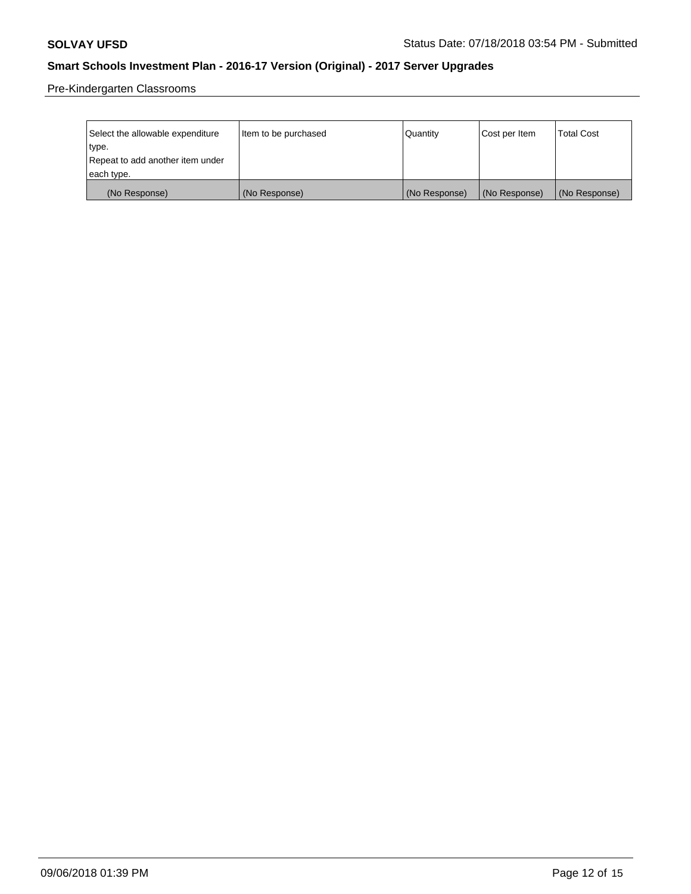Pre-Kindergarten Classrooms

| Select the allowable expenditure type. Repeat to add another item under each type. | Item to be purchased | Quantity | Cost per Item | Total Cost |
| --- | --- | --- | --- | --- |
| (No Response) | (No Response) | (No Response) | (No Response) | (No Response) |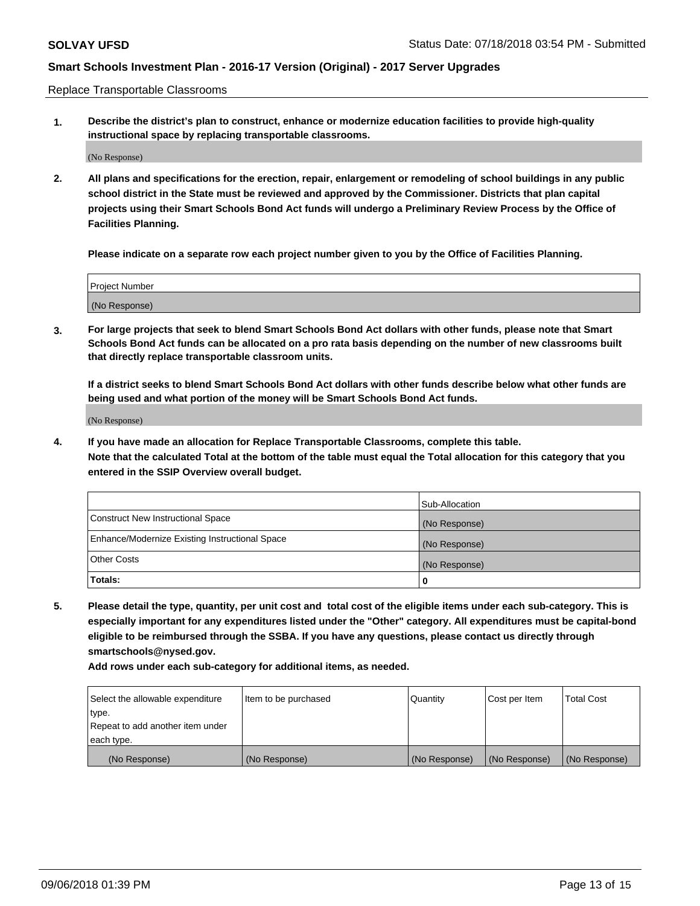Replace Transportable Classrooms

**1. Describe the district's plan to construct, enhance or modernize education facilities to provide high-quality instructional space by replacing transportable classrooms.**

(No Response)

**2. All plans and specifications for the erection, repair, enlargement or remodeling of school buildings in any public school district in the State must be reviewed and approved by the Commissioner. Districts that plan capital projects using their Smart Schools Bond Act funds will undergo a Preliminary Review Process by the Office of Facilities Planning.**

**Please indicate on a separate row each project number given to you by the Office of Facilities Planning.**

| Project Number |
| --- |
| (No Response) |

**3. For large projects that seek to blend Smart Schools Bond Act dollars with other funds, please note that Smart Schools Bond Act funds can be allocated on a pro rata basis depending on the number of new classrooms built that directly replace transportable classroom units.**

**If a district seeks to blend Smart Schools Bond Act dollars with other funds describe below what other funds are being used and what portion of the money will be Smart Schools Bond Act funds.**

(No Response)

**4. If you have made an allocation for Replace Transportable Classrooms, complete this table. Note that the calculated Total at the bottom of the table must equal the Total allocation for this category that you entered in the SSIP Overview overall budget.**

| | Sub-Allocation |
| --- | --- |
| Construct New Instructional Space | (No Response) |
| Enhance/Modernize Existing Instructional Space | (No Response) |
| Other Costs | (No Response) |
| **Totals:** | **0** |

**5. Please detail the type, quantity, per unit cost and total cost of the eligible items under each sub-category. This is especially important for any expenditures listed under the "Other" category. All expenditures must be capital-bond eligible to be reimbursed through the SSBA. If you have any questions, please contact us directly through smartschools@nysed.gov.**

**Add rows under each sub-category for additional items, as needed.**

| Select the allowable expenditure type. Repeat to add another item under each type. | Item to be purchased | Quantity | Cost per Item | Total Cost |
| --- | --- | --- | --- | --- |
| (No Response) | (No Response) | (No Response) | (No Response) | (No Response) |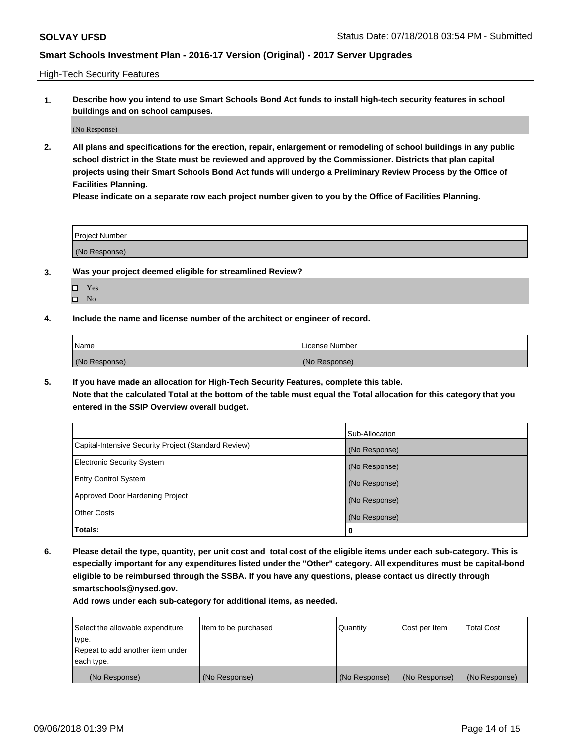High-Tech Security Features

**1. Describe how you intend to use Smart Schools Bond Act funds to install high-tech security features in school buildings and on school campuses.**

(No Response)

**2. All plans and specifications for the erection, repair, enlargement or remodeling of school buildings in any public school district in the State must be reviewed and approved by the Commissioner. Districts that plan capital projects using their Smart Schools Bond Act funds will undergo a Preliminary Review Process by the Office of Facilities Planning.**

**Please indicate on a separate row each project number given to you by the Office of Facilities Planning.**

| Project Number |
|---|
| (No Response) |

**3. Was your project deemed eligible for streamlined Review?**

- ☐ Yes
- ☐ No

**4. Include the name and license number of the architect or engineer of record.**

| Name | License Number |
|---|---|
| (No Response) | (No Response) |

**5. If you have made an allocation for High-Tech Security Features, complete this table.**
**Note that the calculated Total at the bottom of the table must equal the Total allocation for this category that you entered in the SSIP Overview overall budget.**

| | Sub-Allocation |
|---|---|
| Capital-Intensive Security Project (Standard Review) | (No Response) |
| Electronic Security System | (No Response) |
| Entry Control System | (No Response) |
| Approved Door Hardening Project | (No Response) |
| Other Costs | (No Response) |
| **Totals:** | **0** |

**6. Please detail the type, quantity, per unit cost and total cost of the eligible items under each sub-category. This is especially important for any expenditures listed under the "Other" category. All expenditures must be capital-bond eligible to be reimbursed through the SSBA. If you have any questions, please contact us directly through smartschools@nysed.gov.**

**Add rows under each sub-category for additional items, as needed.**

| Select the allowable expenditure type. Repeat to add another item under each type. | Item to be purchased | Quantity | Cost per Item | Total Cost |
|---|---|---|---|---|
| (No Response) | (No Response) | (No Response) | (No Response) | (No Response) |